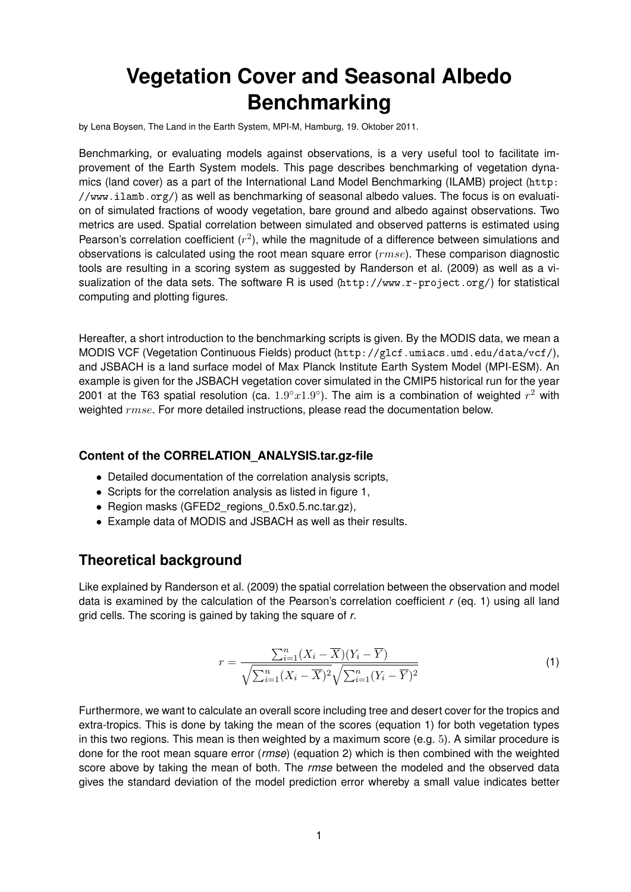# Vegetation Cover and Seasonal Albedo Benchmarking

by Lena Boysen, The Land in the Earth System, MPI-M, Hamburg, 19. Oktober 2011.

Benchmarking, or evaluating models against observations, is a very useful tool to facilitate improvement of the Earth System models. This page describes benchmarking of vegetation dynamics (land cover) as a part of the International Land Model Benchmarking (ILAMB) project (`http://www.ilamb.org/`) as well as benchmarking of seasonal albedo values. The focus is on evaluation of simulated fractions of woody vegetation, bare ground and albedo against observations. Two metrics are used. Spatial correlation between simulated and observed patterns is estimated using Pearson's correlation coefficient ($r^2$), while the magnitude of a difference between simulations and observations is calculated using the root mean square error ($rmse$). These comparison diagnostic tools are resulting in a scoring system as suggested by Randerson et al. (2009) as well as a visualization of the data sets. The software R is used (`http://www.r-project.org/`) for statistical computing and plotting figures.

Hereafter, a short introduction to the benchmarking scripts is given. By the MODIS data, we mean a MODIS VCF (Vegetation Continuous Fields) product (`http://glcf.umiacs.umd.edu/data/vcf/`), and JSBACH is a land surface model of Max Planck Institute Earth System Model (MPI-ESM). An example is given for the JSBACH vegetation cover simulated in the CMIP5 historical run for the year 2001 at the T63 spatial resolution (ca. $1.9°x1.9°$). The aim is a combination of weighted $r^2$ with weighted $rmse$. For more detailed instructions, please read the documentation below.

### Content of the CORRELATION_ANALYSIS.tar.gz-file

- Detailed documentation of the correlation analysis scripts,
- Scripts for the correlation analysis as listed in figure 1,
- Region masks (GFED2_regions_0.5x0.5.nc.tar.gz),
- Example data of MODIS and JSBACH as well as their results.

## Theoretical background

Like explained by Randerson et al. (2009) the spatial correlation between the observation and model data is examined by the calculation of the Pearson's correlation coefficient *r* (eq. 1) using all land grid cells. The scoring is gained by taking the square of *r*.

$$r = \frac{\sum_{i=1}^{n}(X_i - \overline{X})(Y_i - \overline{Y})}{\sqrt{\sum_{i=1}^{n}(X_i - \overline{X})^2}\sqrt{\sum_{i=1}^{n}(Y_i - \overline{Y})^2}} \quad (1)$$

Furthermore, we want to calculate an overall score including tree and desert cover for the tropics and extra-tropics. This is done by taking the mean of the scores (equation 1) for both vegetation types in this two regions. This mean is then weighted by a maximum score (e.g. $5$). A similar procedure is done for the root mean square error (*rmse*) (equation 2) which is then combined with the weighted score above by taking the mean of both. The *rmse* between the modeled and the observed data gives the standard deviation of the model prediction error whereby a small value indicates better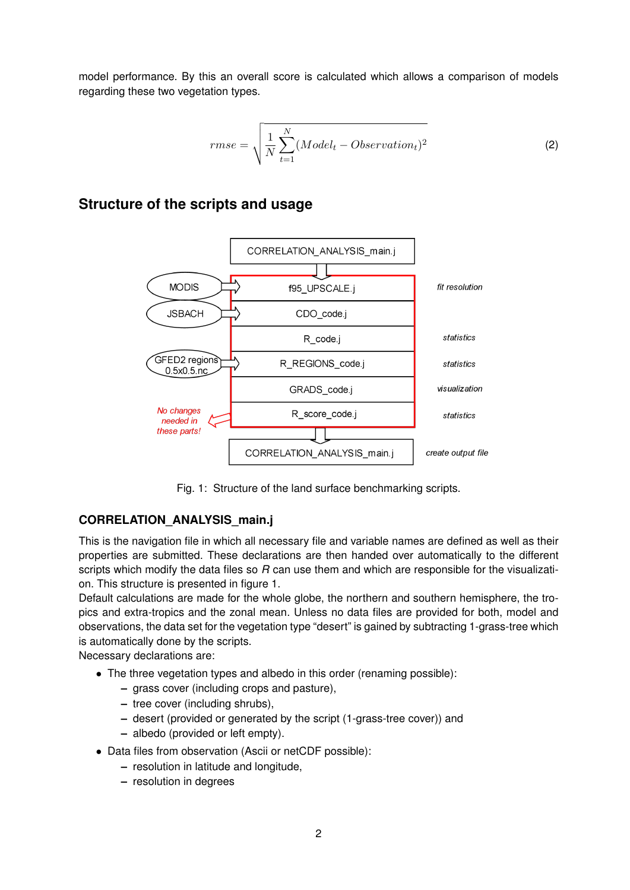model performance. By this an overall score is calculated which allows a comparison of models regarding these two vegetation types.

$$rmse = \sqrt{\frac{1}{N}\sum_{t=1}^{N}(Model_t - Observation_t)^2} \tag{2}$$

## Structure of the scripts and usage

Fig. 1: Structure of the land surface benchmarking scripts.

### CORRELATION_ANALYSIS_main.j

This is the navigation file in which all necessary file and variable names are defined as well as their properties are submitted. These declarations are then handed over automatically to the different scripts which modify the data files so *R* can use them and which are responsible for the visualization. This structure is presented in figure 1.
Default calculations are made for the whole globe, the northern and southern hemisphere, the tropics and extra-tropics and the zonal mean. Unless no data files are provided for both, model and observations, the data set for the vegetation type “desert” is gained by subtracting 1-grass-tree which is automatically done by the scripts.
Necessary declarations are:

- The three vegetation types and albedo in this order (renaming possible):
  - grass cover (including crops and pasture),
  - tree cover (including shrubs),
  - desert (provided or generated by the script (1-grass-tree cover)) and
  - albedo (provided or left empty).
- Data files from observation (Ascii or netCDF possible):
  - resolution in latitude and longitude,
  - resolution in degrees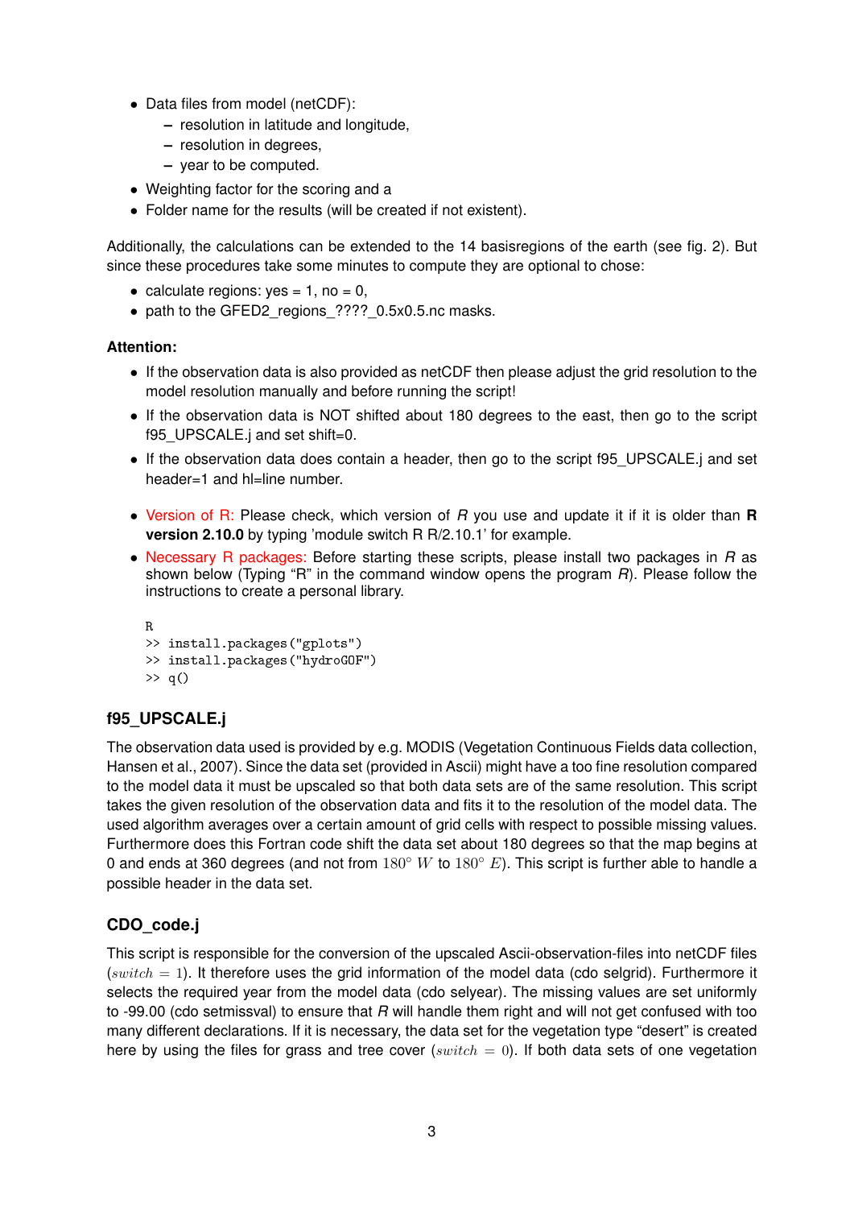- Data files from model (netCDF):
  - resolution in latitude and longitude,
  - resolution in degrees,
  - year to be computed.
- Weighting factor for the scoring and a
- Folder name for the results (will be created if not existent).

Additionally, the calculations can be extended to the 14 basisregions of the earth (see fig. 2). But since these procedures take some minutes to compute they are optional to chose:

- calculate regions: yes = 1, no = 0,
- path to the GFED2_regions_????_0.5x0.5.nc masks.

**Attention:**

- If the observation data is also provided as netCDF then please adjust the grid resolution to the model resolution manually and before running the script!
- If the observation data is NOT shifted about 180 degrees to the east, then go to the script f95_UPSCALE.j and set shift=0.
- If the observation data does contain a header, then go to the script f95_UPSCALE.j and set header=1 and hl=line number.

- Version of R: Please check, which version of *R* you use and update it if it is older than **R version 2.10.0** by typing 'module switch R R/2.10.1' for example.
- Necessary R packages: Before starting these scripts, please install two packages in *R* as shown below (Typing "R" in the command window opens the program *R*). Please follow the instructions to create a personal library.

```
R
>> install.packages("gplots")
>> install.packages("hydroGOF")
>> q()
```

### f95_UPSCALE.j

The observation data used is provided by e.g. MODIS (Vegetation Continuous Fields data collection, Hansen et al., 2007). Since the data set (provided in Ascii) might have a too fine resolution compared to the model data it must be upscaled so that both data sets are of the same resolution. This script takes the given resolution of the observation data and fits it to the resolution of the model data. The used algorithm averages over a certain amount of grid cells with respect to possible missing values. Furthermore does this Fortran code shift the data set about 180 degrees so that the map begins at 0 and ends at 360 degrees (and not from $180° W$ to $180° E$). This script is further able to handle a possible header in the data set.

### CDO_code.j

This script is responsible for the conversion of the upscaled Ascii-observation-files into netCDF files $(switch = 1)$. It therefore uses the grid information of the model data (cdo selgrid). Furthermore it selects the required year from the model data (cdo selyear). The missing values are set uniformly to -99.00 (cdo setmissval) to ensure that *R* will handle them right and will not get confused with too many different declarations. If it is necessary, the data set for the vegetation type "desert" is created here by using the files for grass and tree cover $(switch = 0)$. If both data sets of one vegetation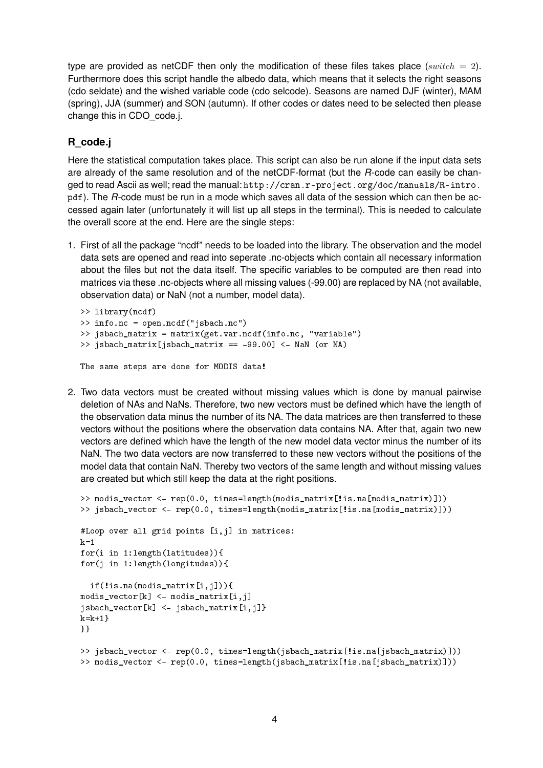type are provided as netCDF then only the modification of these files takes place ($switch = 2$). Furthermore does this script handle the albedo data, which means that it selects the right seasons (cdo seldate) and the wished variable code (cdo selcode). Seasons are named DJF (winter), MAM (spring), JJA (summer) and SON (autumn). If other codes or dates need to be selected then please change this in CDO_code.j.

### R_code.j

Here the statistical computation takes place. This script can also be run alone if the input data sets are already of the same resolution and of the netCDF-format (but the *R*-code can easily be changed to read Ascii as well; read the manual: http://cran.r-project.org/doc/manuals/R-intro.pdf). The *R*-code must be run in a mode which saves all data of the session which can then be accessed again later (unfortunately it will list up all steps in the terminal). This is needed to calculate the overall score at the end. Here are the single steps:

1. First of all the package "ncdf" needs to be loaded into the library. The observation and the model data sets are opened and read into seperate .nc-objects which contain all necessary information about the files but not the data itself. The specific variables to be computed are then read into matrices via these .nc-objects where all missing values (-99.00) are replaced by NA (not available, observation data) or NaN (not a number, model data).

```
>> library(ncdf)
>> info.nc = open.ncdf("jsbach.nc")
>> jsbach_matrix = matrix(get.var.ncdf(info.nc, "variable")
>> jsbach_matrix[jsbach_matrix == -99.00] <- NaN (or NA)

The same steps are done for MODIS data!
```

2. Two data vectors must be created without missing values which is done by manual pairwise deletion of NAs and NaNs. Therefore, two new vectors must be defined which have the length of the observation data minus the number of its NA. The data matrices are then transferred to these vectors without the positions where the observation data contains NA. After that, again two new vectors are defined which have the length of the new model data vector minus the number of its NaN. The two data vectors are now transferred to these new vectors without the positions of the model data that contain NaN. Thereby two vectors of the same length and without missing values are created but which still keep the data at the right positions.

```
>> modis_vector <- rep(0.0, times=length(modis_matrix[!is.na[modis_matrix)]))
>> jsbach_vector <- rep(0.0, times=length(modis_matrix[!is.na[modis_matrix)]))

#Loop over all grid points [i,j] in matrices:
k=1
for(i in 1:length(latitudes)){
for(j in 1:length(longitudes)){

  if(!is.na(modis_matrix[i,j])){
modis_vector[k] <- modis_matrix[i,j]
jsbach_vector[k] <- jsbach_matrix[i,j]}
k=k+1}
}}

>> jsbach_vector <- rep(0.0, times=length(jsbach_matrix[!is.na[jsbach_matrix)]))
>> modis_vector <- rep(0.0, times=length(jsbach_matrix[!is.na[jsbach_matrix)]))
```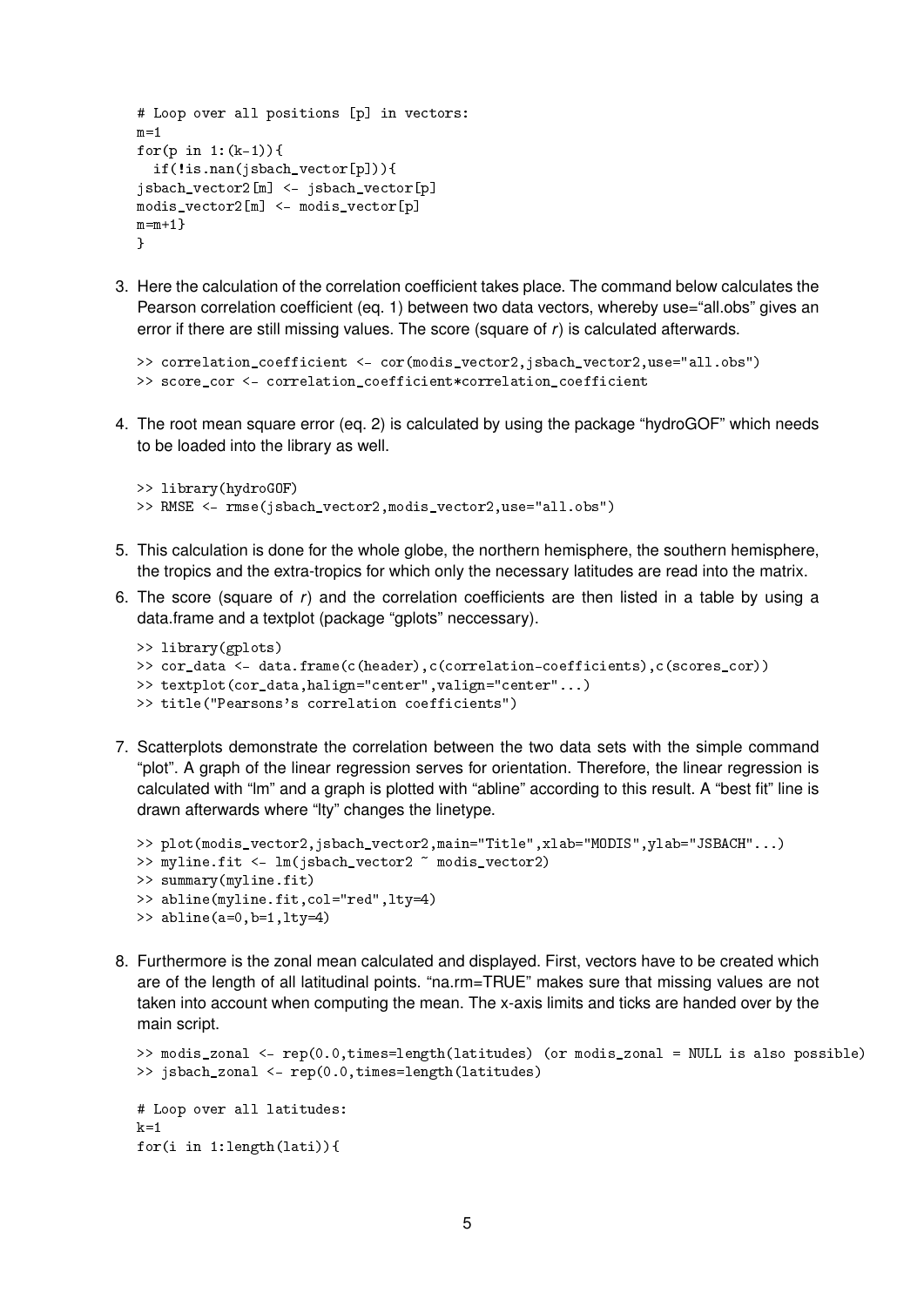```
# Loop over all positions [p] in vectors:
m=1
for(p in 1:(k-1)){
  if(!is.nan(jsbach_vector[p])){
jsbach_vector2[m] <- jsbach_vector[p]
modis_vector2[m] <- modis_vector[p]
m=m+1}
}
```

3. Here the calculation of the correlation coefficient takes place. The command below calculates the Pearson correlation coefficient (eq. 1) between two data vectors, whereby use="all.obs" gives an error if there are still missing values. The score (square of $r$) is calculated afterwards.

```
>> correlation_coefficient <- cor(modis_vector2,jsbach_vector2,use="all.obs")
>> score_cor <- correlation_coefficient*correlation_coefficient
```

4. The root mean square error (eq. 2) is calculated by using the package "hydroGOF" which needs to be loaded into the library as well.

```
>> library(hydroGOF)
>> RMSE <- rmse(jsbach_vector2,modis_vector2,use="all.obs")
```

5. This calculation is done for the whole globe, the northern hemisphere, the southern hemisphere, the tropics and the extra-tropics for which only the necessary latitudes are read into the matrix.

6. The score (square of $r$) and the correlation coefficients are then listed in a table by using a data.frame and a textplot (package "gplots" neccessary).

```
>> library(gplots)
>> cor_data <- data.frame(c(header),c(correlation-coefficients),c(scores_cor))
>> textplot(cor_data,halign="center",valign="center"...)
>> title("Pearsons's correlation coefficients")
```

7. Scatterplots demonstrate the correlation between the two data sets with the simple command "plot". A graph of the linear regression serves for orientation. Therefore, the linear regression is calculated with "lm" and a graph is plotted with "abline" according to this result. A "best fit" line is drawn afterwards where "lty" changes the linetype.

```
>> plot(modis_vector2,jsbach_vector2,main="Title",xlab="MODIS",ylab="JSBACH"...)
>> myline.fit <- lm(jsbach_vector2 ~ modis_vector2)
>> summary(myline.fit)
>> abline(myline.fit,col="red",lty=4)
>> abline(a=0,b=1,lty=4)
```

8. Furthermore is the zonal mean calculated and displayed. First, vectors have to be created which are of the length of all latitudinal points. "na.rm=TRUE" makes sure that missing values are not taken into account when computing the mean. The x-axis limits and ticks are handed over by the main script.

```
>> modis_zonal <- rep(0.0,times=length(latitudes) (or modis_zonal = NULL is also possible)
>> jsbach_zonal <- rep(0.0,times=length(latitudes)

# Loop over all latitudes:
k=1
for(i in 1:length(lati)){
```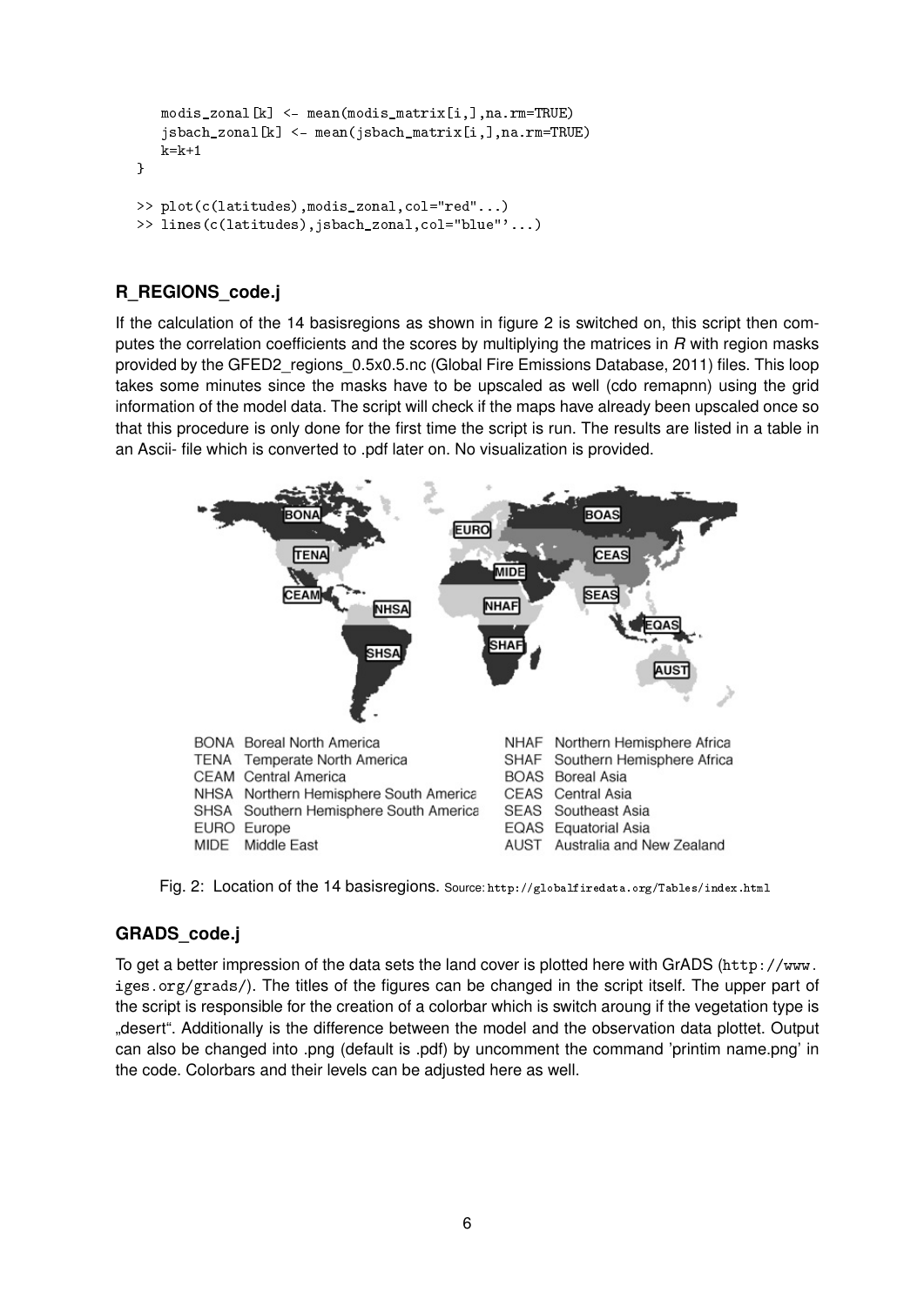```
    modis_zonal[k] <- mean(modis_matrix[i,],na.rm=TRUE)
    jsbach_zonal[k] <- mean(jsbach_matrix[i,],na.rm=TRUE)
    k=k+1
}

>> plot(c(latitudes),modis_zonal,col="red"...)
>> lines(c(latitudes),jsbach_zonal,col="blue"'...)
```

### R_REGIONS_code.j

If the calculation of the 14 basisregions as shown in figure 2 is switched on, this script then computes the correlation coefficients and the scores by multiplying the matrices in *R* with region masks provided by the GFED2_regions_0.5x0.5.nc (Global Fire Emissions Database, 2011) files. This loop takes some minutes since the masks have to be upscaled as well (cdo remapnn) using the grid information of the model data. The script will check if the maps have already been upscaled once so that this procedure is only done for the first time the script is run. The results are listed in a table in an Ascii- file which is converted to .pdf later on. No visualization is provided.

| | | | |
|---|---|---|---|
| BONA | Boreal North America | NHAF | Northern Hemisphere Africa |
| TENA | Temperate North America | SHAF | Southern Hemisphere Africa |
| CEAM | Central America | BOAS | Boreal Asia |
| NHSA | Northern Hemisphere South America | CEAS | Central Asia |
| SHSA | Southern Hemisphere South America | SEAS | Southeast Asia |
| EURO | Europe | EQAS | Equatorial Asia |
| MIDE | Middle East | AUST | Australia and New Zealand |

Fig. 2: Location of the 14 basisregions. Source: http://globalfiredata.org/Tables/index.html

### GRADS_code.j

To get a better impression of the data sets the land cover is plotted here with GrADS (http://www.iges.org/grads/). The titles of the figures can be changed in the script itself. The upper part of the script is responsible for the creation of a colorbar which is switch aroung if the vegetation type is „desert". Additionally is the difference between the model and the observation data plottet. Output can also be changed into .png (default is .pdf) by uncomment the command 'printim name.png' in the code. Colorbars and their levels can be adjusted here as well.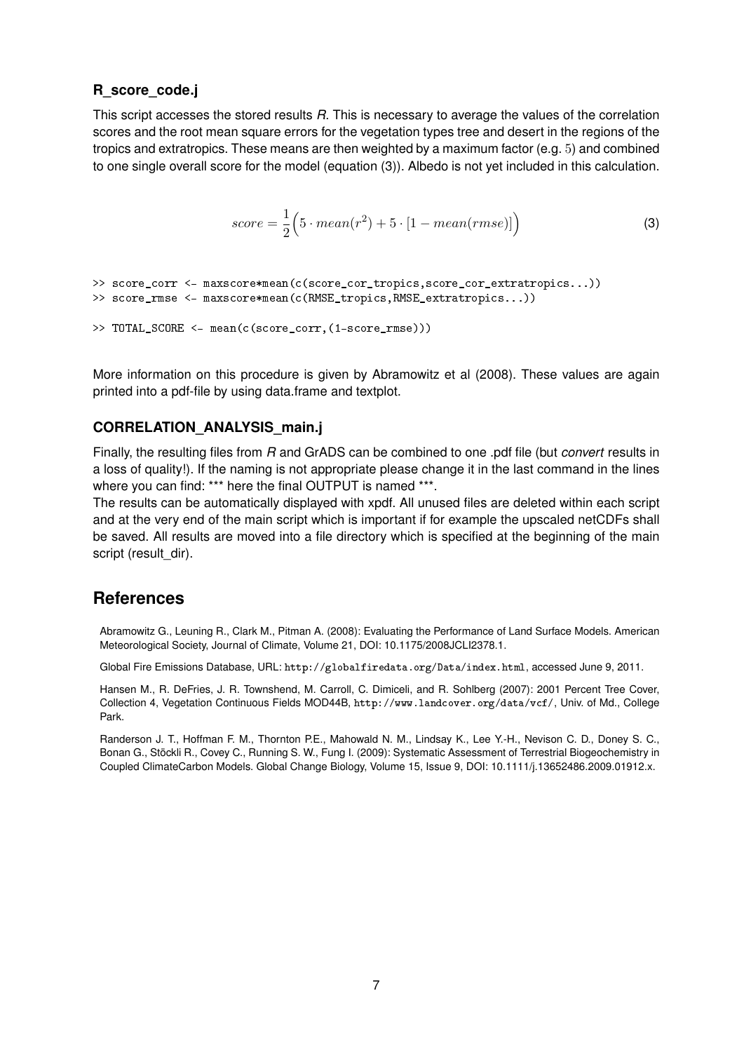### R_score_code.j

This script accesses the stored results *R*. This is necessary to average the values of the correlation scores and the root mean square errors for the vegetation types tree and desert in the regions of the tropics and extratropics. These means are then weighted by a maximum factor (e.g. 5) and combined to one single overall score for the model (equation (3)). Albedo is not yet included in this calculation.

$$score = \frac{1}{2}\Big(5 \cdot mean(r^2) + 5 \cdot [1 - mean(rmse)]\Big) \tag{3}$$

```
>> score_corr <- maxscore*mean(c(score_cor_tropics,score_cor_extratropics...))
>> score_rmse <- maxscore*mean(c(RMSE_tropics,RMSE_extratropics...))

>> TOTAL_SCORE <- mean(c(score_corr,(1-score_rmse)))
```

More information on this procedure is given by Abramowitz et al (2008). These values are again printed into a pdf-file by using data.frame and textplot.

### CORRELATION_ANALYSIS_main.j

Finally, the resulting files from *R* and GrADS can be combined to one .pdf file (but *convert* results in a loss of quality!). If the naming is not appropriate please change it in the last command in the lines where you can find: *** here the final OUTPUT is named ***.

The results can be automatically displayed with xpdf. All unused files are deleted within each script and at the very end of the main script which is important if for example the upscaled netCDFs shall be saved. All results are moved into a file directory which is specified at the beginning of the main script (result_dir).

## References

Abramowitz G., Leuning R., Clark M., Pitman A. (2008): Evaluating the Performance of Land Surface Models. American Meteorological Society, Journal of Climate, Volume 21, DOI: 10.1175/2008JCLI2378.1.

Global Fire Emissions Database, URL: http://globalfiredata.org/Data/index.html, accessed June 9, 2011.

Hansen M., R. DeFries, J. R. Townshend, M. Carroll, C. Dimiceli, and R. Sohlberg (2007): 2001 Percent Tree Cover, Collection 4, Vegetation Continuous Fields MOD44B, http://www.landcover.org/data/vcf/, Univ. of Md., College Park.

Randerson J. T., Hoffman F. M., Thornton P.E., Mahowald N. M., Lindsay K., Lee Y.-H., Nevison C. D., Doney S. C., Bonan G., Stöckli R., Covey C., Running S. W., Fung I. (2009): Systematic Assessment of Terrestrial Biogeochemistry in Coupled ClimateCarbon Models. Global Change Biology, Volume 15, Issue 9, DOI: 10.1111/j.13652486.2009.01912.x.